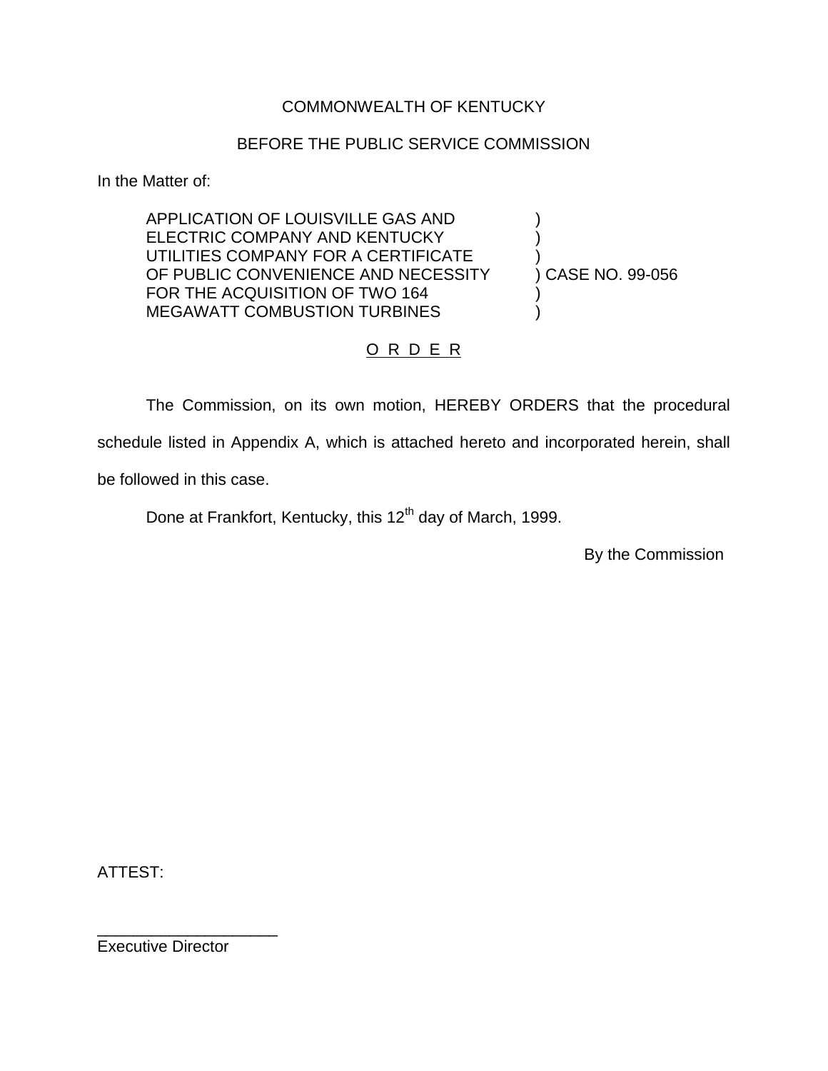COMMONWEALTH OF KENTUCKY

BEFORE THE PUBLIC SERVICE COMMISSION

In the Matter of:

APPLICATION OF LOUISVILLE GAS AND ELECTRIC COMPANY AND KENTUCKY UTILITIES COMPANY FOR A CERTIFICATE OF PUBLIC CONVENIENCE AND NECESSITY FOR THE ACQUISITION OF TWO 164 MEGAWATT COMBUSTION TURBINES ) CASE NO. 99-056

O R D E R

The Commission, on its own motion, HEREBY ORDERS that the procedural schedule listed in Appendix A, which is attached hereto and incorporated herein, shall be followed in this case.

Done at Frankfort, Kentucky, this 12th day of March, 1999.

By the Commission

ATTEST:

____________________
Executive Director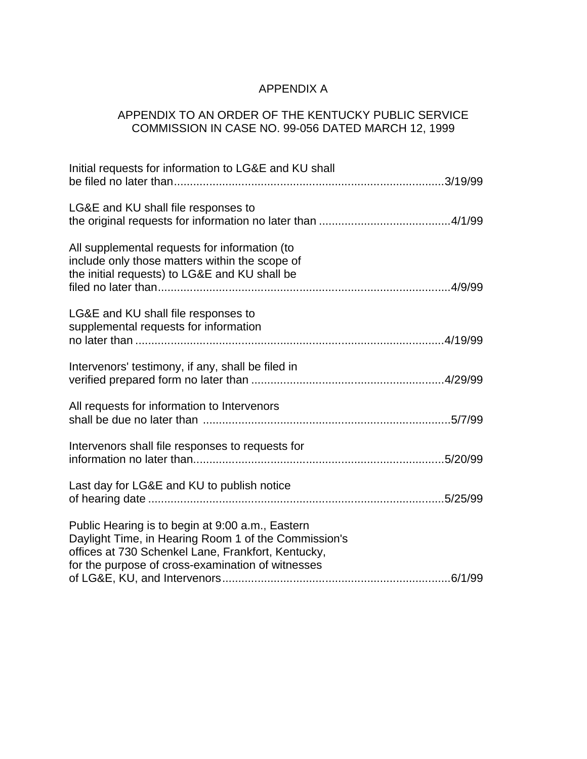# APPENDIX A

## APPENDIX TO AN ORDER OF THE KENTUCKY PUBLIC SERVICE COMMISSION IN CASE NO. 99-056 DATED MARCH 12, 1999

Initial requests for information to LG&E and KU shall be filed no later than....................................................................................3/19/99

LG&E and KU shall file responses to the original requests for information no later than .........................................4/1/99

All supplemental requests for information (to include only those matters within the scope of the initial requests) to LG&E and KU shall be filed no later than..........................................................................................4/9/99

LG&E and KU shall file responses to supplemental requests for information no later than ................................................................................................4/19/99

Intervenors' testimony, if any, shall be filed in verified prepared form no later than ............................................................4/29/99

All requests for information to Intervenors shall be due no later than .............................................................................5/7/99

Intervenors shall file responses to requests for information no later than..............................................................................5/20/99

Last day for LG&E and KU to publish notice of hearing date ............................................................................................5/25/99

Public Hearing is to begin at 9:00 a.m., Eastern Daylight Time, in Hearing Room 1 of the Commission's offices at 730 Schenkel Lane, Frankfort, Kentucky, for the purpose of cross-examination of witnesses of LG&E, KU, and Intervenors.......................................................................6/1/99